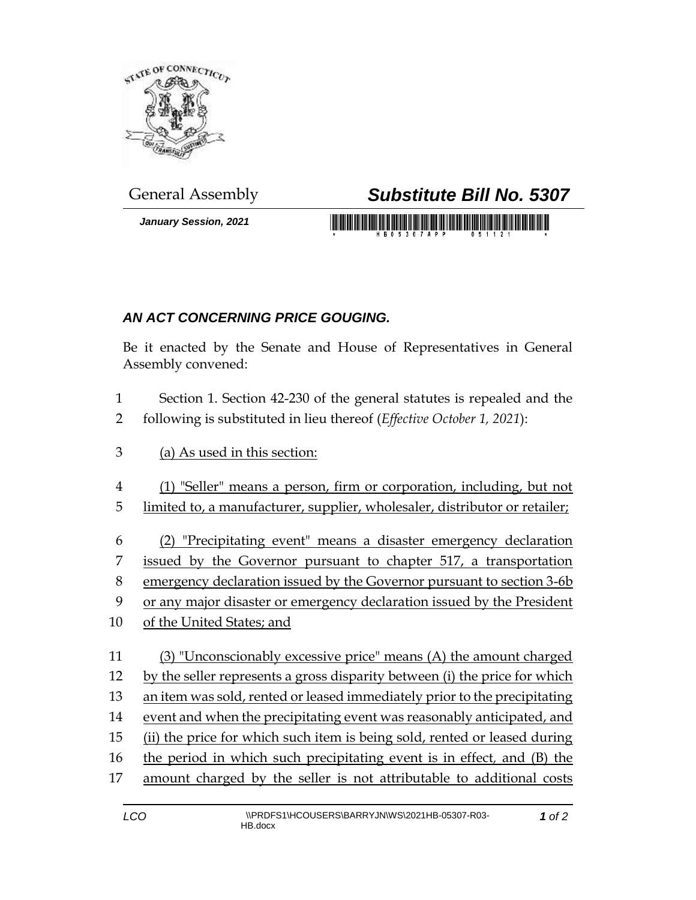General Assembly

# *Substitute Bill No. 5307*

***January Session, 2021***

## *AN ACT CONCERNING PRICE GOUGING.*

Be it enacted by the Senate and House of Representatives in General Assembly convened:

1 Section 1. Section 42-230 of the general statutes is repealed and the
2 following is substituted in lieu thereof (*Effective October 1, 2021*):

3 <u>(a) As used in this section:</u>

4 <u>(1) "Seller" means a person, firm or corporation, including, but not</u>
5 <u>limited to, a manufacturer, supplier, wholesaler, distributor or retailer;</u>

6 <u>(2) "Precipitating event" means a disaster emergency declaration</u>
7 <u>issued by the Governor pursuant to chapter 517, a transportation</u>
8 <u>emergency declaration issued by the Governor pursuant to section 3-6b</u>
9 <u>or any major disaster or emergency declaration issued by the President</u>
10 <u>of the United States; and</u>

11 <u>(3) "Unconscionably excessive price" means (A) the amount charged</u>
12 <u>by the seller represents a gross disparity between (i) the price for which</u>
13 <u>an item was sold, rented or leased immediately prior to the precipitating</u>
14 <u>event and when the precipitating event was reasonably anticipated, and</u>
15 <u>(ii) the price for which such item is being sold, rented or leased during</u>
16 <u>the period in which such precipitating event is in effect, and (B) the</u>
17 <u>amount charged by the seller is not attributable to additional costs</u>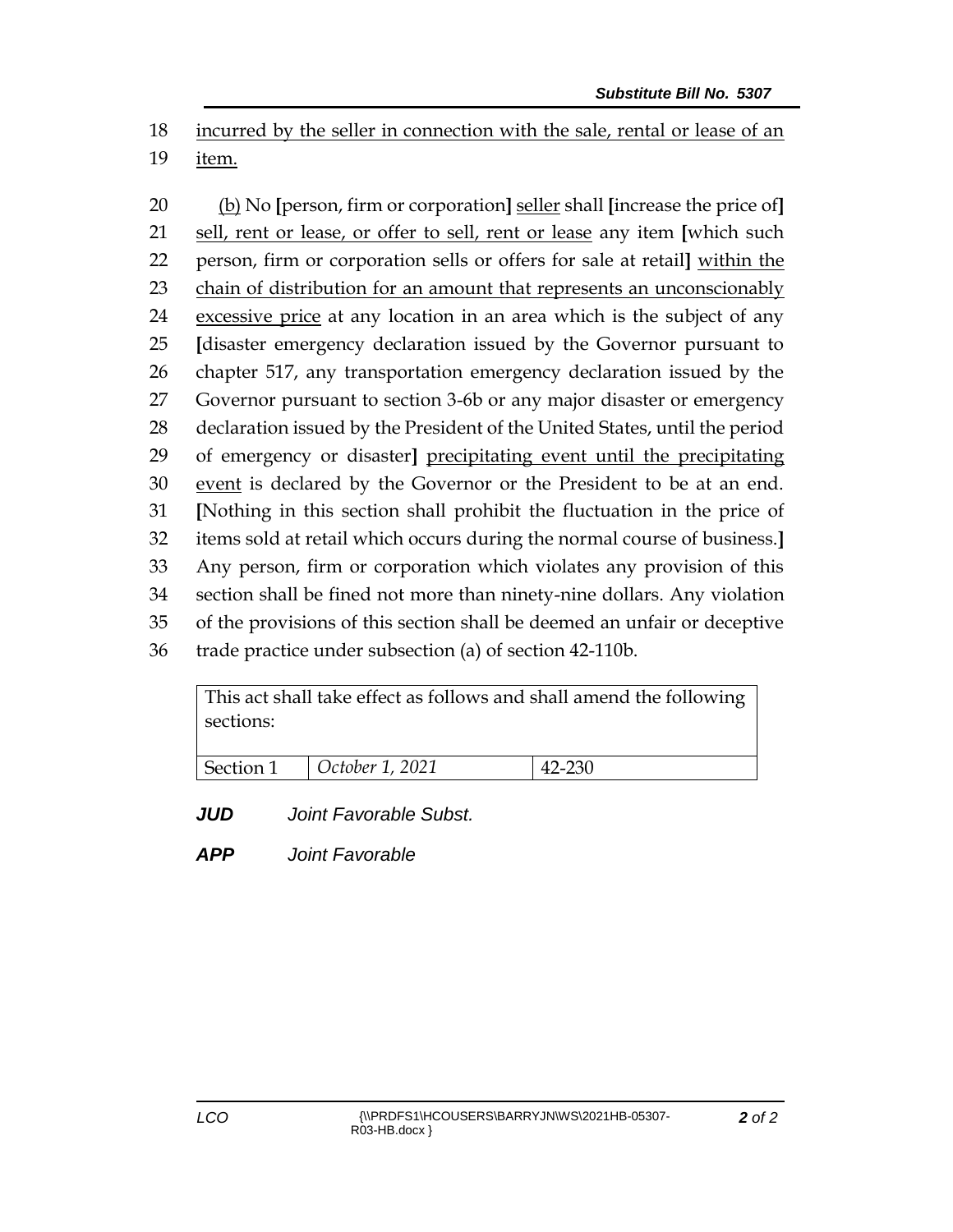18 incurred by the seller in connection with the sale, rental or lease of an
19 item.

20 (b) No [person, firm or corporation] seller shall [increase the price of]
21 sell, rent or lease, or offer to sell, rent or lease any item [which such
22 person, firm or corporation sells or offers for sale at retail] within the
23 chain of distribution for an amount that represents an unconscionably
24 excessive price at any location in an area which is the subject of any
25 [disaster emergency declaration issued by the Governor pursuant to
26 chapter 517, any transportation emergency declaration issued by the
27 Governor pursuant to section 3-6b or any major disaster or emergency
28 declaration issued by the President of the United States, until the period
29 of emergency or disaster] precipitating event until the precipitating
30 event is declared by the Governor or the President to be at an end.
31 [Nothing in this section shall prohibit the fluctuation in the price of
32 items sold at retail which occurs during the normal course of business.]
33 Any person, firm or corporation which violates any provision of this
34 section shall be fined not more than ninety-nine dollars. Any violation
35 of the provisions of this section shall be deemed an unfair or deceptive
36 trade practice under subsection (a) of section 42-110b.

| This act shall take effect as follows and shall amend the following sections: | | |
|---|---|---|
| Section 1 | *October 1, 2021* | 42-230 |

***JUD*** *Joint Favorable Subst.*

***APP*** *Joint Favorable*